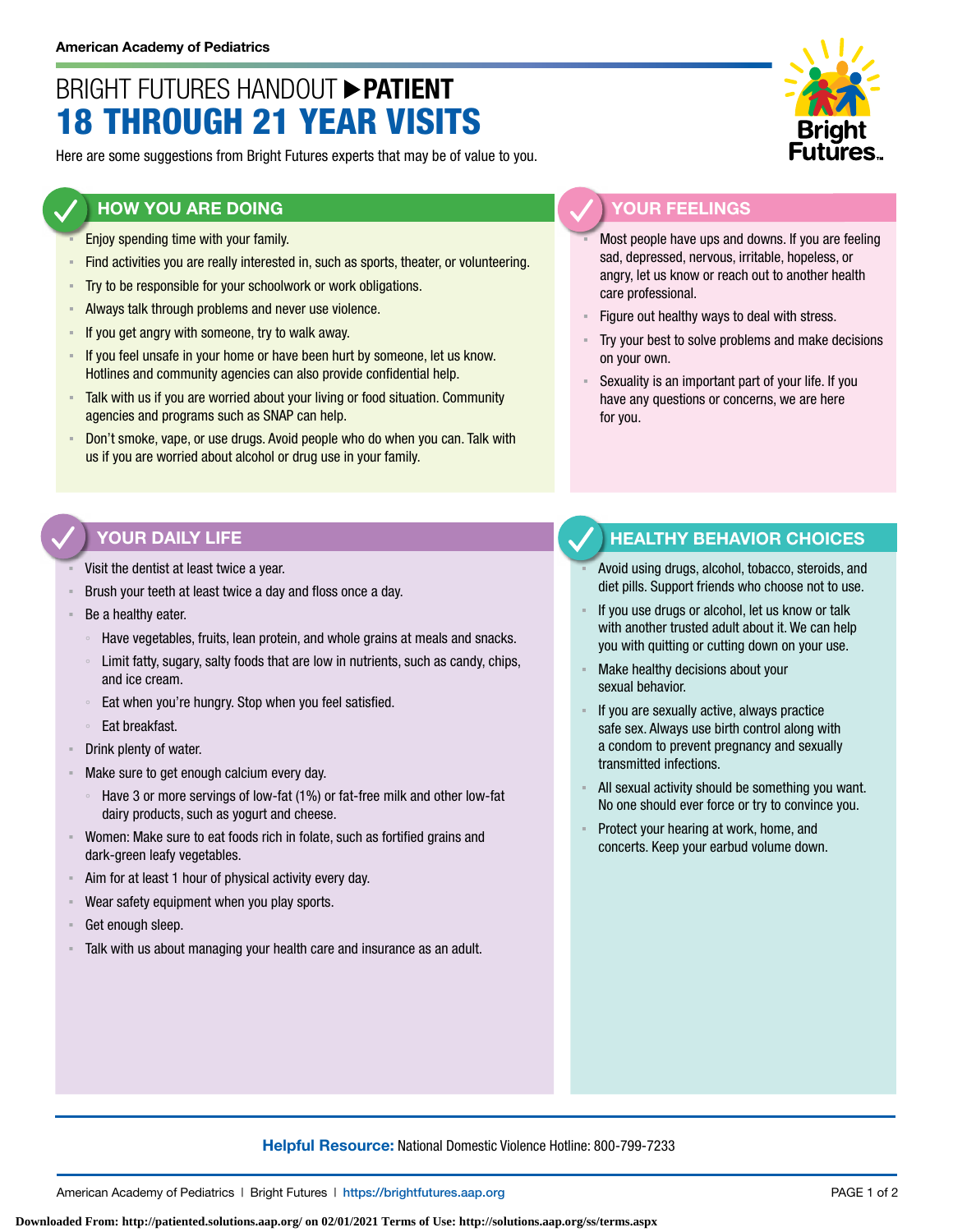American Academy of Pediatrics

# BRIGHT FUTURES HANDOUT ▶ PATIENT
# 18 THROUGH 21 YEAR VISITS

Here are some suggestions from Bright Futures experts that may be of value to you.

## HOW YOU ARE DOING

- Enjoy spending time with your family.
- Find activities you are really interested in, such as sports, theater, or volunteering.
- Try to be responsible for your schoolwork or work obligations.
- Always talk through problems and never use violence.
- If you get angry with someone, try to walk away.
- If you feel unsafe in your home or have been hurt by someone, let us know. Hotlines and community agencies can also provide confidential help.
- Talk with us if you are worried about your living or food situation. Community agencies and programs such as SNAP can help.
- Don't smoke, vape, or use drugs. Avoid people who do when you can. Talk with us if you are worried about alcohol or drug use in your family.

## YOUR FEELINGS

- Most people have ups and downs. If you are feeling sad, depressed, nervous, irritable, hopeless, or angry, let us know or reach out to another health care professional.
- Figure out healthy ways to deal with stress.
- Try your best to solve problems and make decisions on your own.
- Sexuality is an important part of your life. If you have any questions or concerns, we are here for you.

## YOUR DAILY LIFE

- Visit the dentist at least twice a year.
- Brush your teeth at least twice a day and floss once a day.
- Be a healthy eater.
  - Have vegetables, fruits, lean protein, and whole grains at meals and snacks.
  - Limit fatty, sugary, salty foods that are low in nutrients, such as candy, chips, and ice cream.
  - Eat when you're hungry. Stop when you feel satisfied.
  - Eat breakfast.
- Drink plenty of water.
- Make sure to get enough calcium every day.
  - Have 3 or more servings of low-fat (1%) or fat-free milk and other low-fat dairy products, such as yogurt and cheese.
- Women: Make sure to eat foods rich in folate, such as fortified grains and dark-green leafy vegetables.
- Aim for at least 1 hour of physical activity every day.
- Wear safety equipment when you play sports.
- Get enough sleep.
- Talk with us about managing your health care and insurance as an adult.

## HEALTHY BEHAVIOR CHOICES

- Avoid using drugs, alcohol, tobacco, steroids, and diet pills. Support friends who choose not to use.
- If you use drugs or alcohol, let us know or talk with another trusted adult about it. We can help you with quitting or cutting down on your use.
- Make healthy decisions about your sexual behavior.
- If you are sexually active, always practice safe sex. Always use birth control along with a condom to prevent pregnancy and sexually transmitted infections.
- All sexual activity should be something you want. No one should ever force or try to convince you.
- Protect your hearing at work, home, and concerts. Keep your earbud volume down.

**Helpful Resource:** National Domestic Violence Hotline: 800-799-7233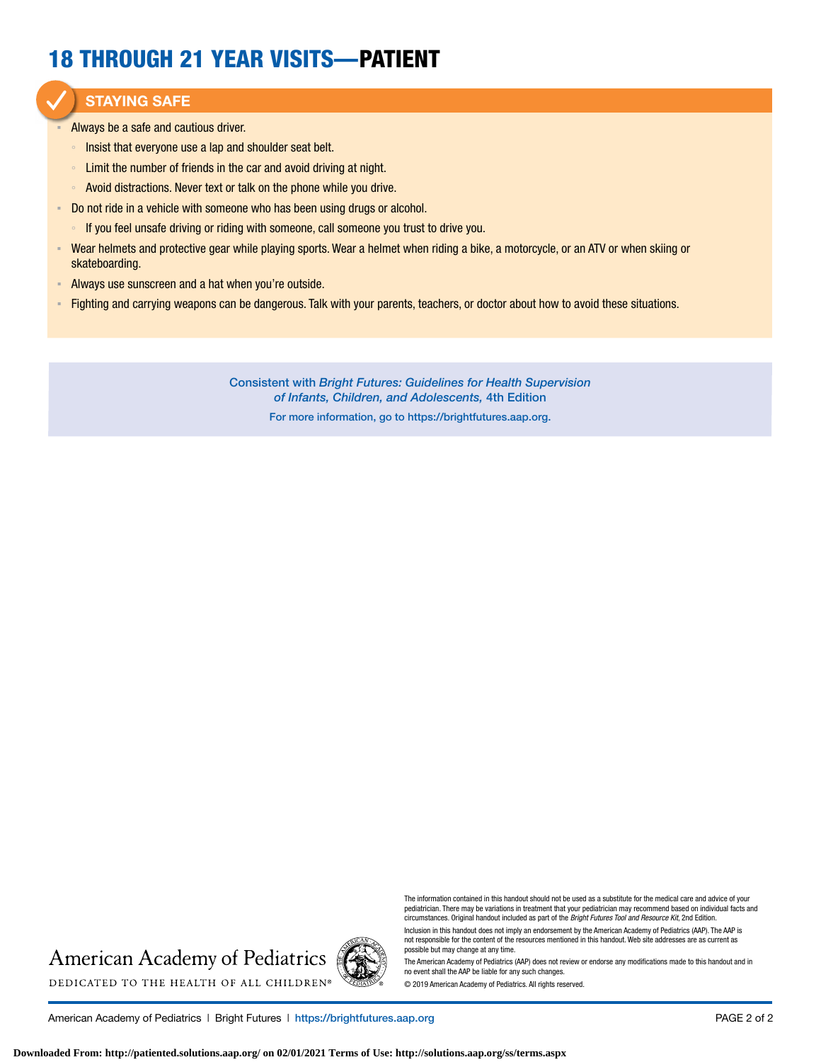# 18 THROUGH 21 YEAR VISITS—PATIENT

## STAYING SAFE

- Always be a safe and cautious driver.
  - Insist that everyone use a lap and shoulder seat belt.
  - Limit the number of friends in the car and avoid driving at night.
  - Avoid distractions. Never text or talk on the phone while you drive.
- Do not ride in a vehicle with someone who has been using drugs or alcohol.
  - If you feel unsafe driving or riding with someone, call someone you trust to drive you.
- Wear helmets and protective gear while playing sports. Wear a helmet when riding a bike, a motorcycle, or an ATV or when skiing or skateboarding.
- Always use sunscreen and a hat when you're outside.
- Fighting and carrying weapons can be dangerous. Talk with your parents, teachers, or doctor about how to avoid these situations.

Consistent with *Bright Futures: Guidelines for Health Supervision of Infants, Children, and Adolescents,* 4th Edition

For more information, go to https://brightfutures.aap.org.

American Academy of Pediatrics

DEDICATED TO THE HEALTH OF ALL CHILDREN®

The information contained in this handout should not be used as a substitute for the medical care and advice of your pediatrician. There may be variations in treatment that your pediatrician may recommend based on individual facts and circumstances. Original handout included as part of the *Bright Futures Tool and Resource Kit,* 2nd Edition.

Inclusion in this handout does not imply an endorsement by the American Academy of Pediatrics (AAP). The AAP is not responsible for the content of the resources mentioned in this handout. Web site addresses are as current as possible but may change at any time.

The American Academy of Pediatrics (AAP) does not review or endorse any modifications made to this handout and in no event shall the AAP be liable for any such changes.

© 2019 American Academy of Pediatrics. All rights reserved.

Downloaded From: http://patiented.solutions.aap.org/ on 02/01/2021 Terms of Use: http://solutions.aap.org/ss/terms.aspx